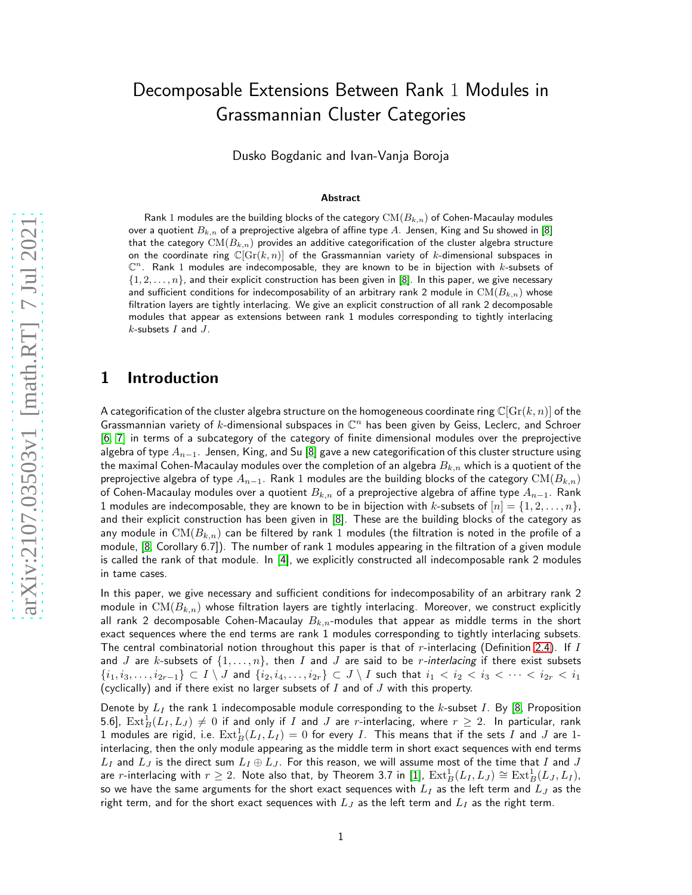# Decomposable Extensions Between Rank 1 Modules in Grassmannian Cluster Categories

Dusko Bogdanic and Ivan-Vanja Boroja

### Abstract

Rank 1 modules are the building blocks of the category $\mathrm{CM}(B_{k,n})$ of Cohen-Macaulay modules over a quotient $B_{k,n}$ of a preprojective algebra of affine type $A$. Jensen, King and Su showed in [8] that the category $\mathrm{CM}(B_{k,n})$ provides an additive categorification of the cluster algebra structure on the coordinate ring $\mathbb{C}[\mathrm{Gr}(k,n)]$ of the Grassmannian variety of $k$-dimensional subspaces in $\mathbb{C}^n$. Rank 1 modules are indecomposable, they are known to be in bijection with $k$-subsets of $\{1,2,\ldots,n\}$, and their explicit construction has been given in [8]. In this paper, we give necessary and sufficient conditions for indecomposability of an arbitrary rank 2 module in $\mathrm{CM}(B_{k,n})$ whose filtration layers are tightly interlacing. We give an explicit construction of all rank 2 decomposable modules that appear as extensions between rank 1 modules corresponding to tightly interlacing $k$-subsets $I$ and $J$.

## 1 Introduction

A categorification of the cluster algebra structure on the homogeneous coordinate ring $\mathbb{C}[\mathrm{Gr}(k,n)]$ of the Grassmannian variety of $k$-dimensional subspaces in $\mathbb{C}^n$ has been given by Geiss, Leclerc, and Schroer [6, 7] in terms of a subcategory of the category of finite dimensional modules over the preprojective algebra of type $A_{n-1}$. Jensen, King, and Su [8] gave a new categorification of this cluster structure using the maximal Cohen-Macaulay modules over the completion of an algebra $B_{k,n}$ which is a quotient of the preprojective algebra of type $A_{n-1}$. Rank 1 modules are the building blocks of the category $\mathrm{CM}(B_{k,n})$ of Cohen-Macaulay modules over a quotient $B_{k,n}$ of a preprojective algebra of affine type $A_{n-1}$. Rank 1 modules are indecomposable, they are known to be in bijection with $k$-subsets of $[n] = \{1,2,\ldots,n\}$, and their explicit construction has been given in [8]. These are the building blocks of the category as any module in $\mathrm{CM}(B_{k,n})$ can be filtered by rank 1 modules (the filtration is noted in the profile of a module, [8, Corollary 6.7]). The number of rank 1 modules appearing in the filtration of a given module is called the rank of that module. In [4], we explicitly constructed all indecomposable rank 2 modules in tame cases.

In this paper, we give necessary and sufficient conditions for indecomposability of an arbitrary rank 2 module in $\mathrm{CM}(B_{k,n})$ whose filtration layers are tightly interlacing. Moreover, we construct explicitly all rank 2 decomposable Cohen-Macaulay $B_{k,n}$-modules that appear as middle terms in the short exact sequences where the end terms are rank 1 modules corresponding to tightly interlacing subsets. The central combinatorial notion throughout this paper is that of $r$-interlacing (Definition 2.4). If $I$ and $J$ are $k$-subsets of $\{1,\ldots,n\}$, then $I$ and $J$ are said to be *$r$-interlacing* if there exist subsets $\{i_1, i_3, \ldots, i_{2r-1}\} \subset I \setminus J$ and $\{i_2, i_4, \ldots, i_{2r}\} \subset J \setminus I$ such that $i_1 < i_2 < i_3 < \cdots < i_{2r} < i_1$ (cyclically) and if there exist no larger subsets of $I$ and of $J$ with this property.

Denote by $L_I$ the rank 1 indecomposable module corresponding to the $k$-subset $I$. By [8, Proposition 5.6], $\mathrm{Ext}^1_B(L_I, L_J) \neq 0$ if and only if $I$ and $J$ are $r$-interlacing, where $r \geq 2$. In particular, rank 1 modules are rigid, i.e. $\mathrm{Ext}^1_B(L_I, L_I) = 0$ for every $I$. This means that if the sets $I$ and $J$ are 1-interlacing, then the only module appearing as the middle term in short exact sequences with end terms $L_I$ and $L_J$ is the direct sum $L_I \oplus L_J$. For this reason, we will assume most of the time that $I$ and $J$ are $r$-interlacing with $r \geq 2$. Note also that, by Theorem 3.7 in [1], $\mathrm{Ext}^1_B(L_I, L_J) \cong \mathrm{Ext}^1_B(L_J, L_I)$, so we have the same arguments for the short exact sequences with $L_I$ as the left term and $L_J$ as the right term, and for the short exact sequences with $L_J$ as the left term and $L_I$ as the right term.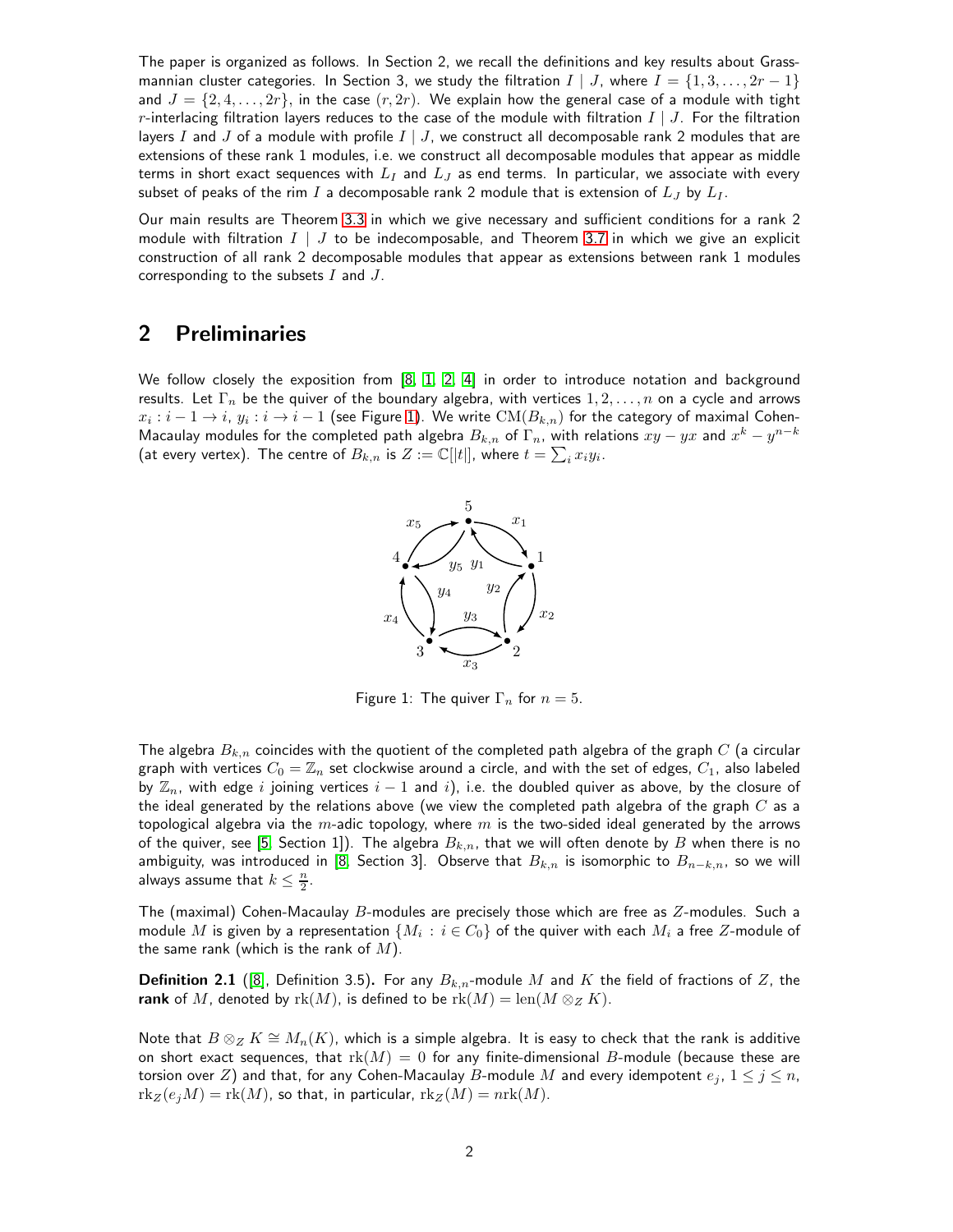The paper is organized as follows. In Section 2, we recall the definitions and key results about Grassmannian cluster categories. In Section 3, we study the filtration $I \mid J$, where $I = \{1, 3, \ldots, 2r-1\}$ and $J = \{2, 4, \ldots, 2r\}$, in the case $(r, 2r)$. We explain how the general case of a module with tight $r$-interlacing filtration layers reduces to the case of the module with filtration $I \mid J$. For the filtration layers $I$ and $J$ of a module with profile $I \mid J$, we construct all decomposable rank 2 modules that are extensions of these rank 1 modules, i.e. we construct all decomposable modules that appear as middle terms in short exact sequences with $L_I$ and $L_J$ as end terms. In particular, we associate with every subset of peaks of the rim $I$ a decomposable rank 2 module that is extension of $L_J$ by $L_I$.

Our main results are Theorem 3.3 in which we give necessary and sufficient conditions for a rank 2 module with filtration $I \mid J$ to be indecomposable, and Theorem 3.7 in which we give an explicit construction of all rank 2 decomposable modules that appear as extensions between rank 1 modules corresponding to the subsets $I$ and $J$.

## 2 Preliminaries

We follow closely the exposition from [8, 1, 2, 4] in order to introduce notation and background results. Let $\Gamma_n$ be the quiver of the boundary algebra, with vertices $1, 2, \ldots, n$ on a cycle and arrows $x_i : i-1 \to i$, $y_i : i \to i-1$ (see Figure 1). We write $\mathrm{CM}(B_{k,n})$ for the category of maximal Cohen-Macaulay modules for the completed path algebra $B_{k,n}$ of $\Gamma_n$, with relations $xy - yx$ and $x^k - y^{n-k}$ (at every vertex). The centre of $B_{k,n}$ is $Z := \mathbb{C}[|t|]$, where $t = \sum_i x_i y_i$.

Figure 1: The quiver $\Gamma_n$ for $n = 5$.

The algebra $B_{k,n}$ coincides with the quotient of the completed path algebra of the graph $C$ (a circular graph with vertices $C_0 = \mathbb{Z}_n$ set clockwise around a circle, and with the set of edges, $C_1$, also labeled by $\mathbb{Z}_n$, with edge $i$ joining vertices $i-1$ and $i$), i.e. the doubled quiver as above, by the closure of the ideal generated by the relations above (we view the completed path algebra of the graph $C$ as a topological algebra via the $m$-adic topology, where $m$ is the two-sided ideal generated by the arrows of the quiver, see [5, Section 1]). The algebra $B_{k,n}$, that we will often denote by $B$ when there is no ambiguity, was introduced in [8, Section 3]. Observe that $B_{k,n}$ is isomorphic to $B_{n-k,n}$, so we will always assume that $k \leq \frac{n}{2}$.

The (maximal) Cohen-Macaulay $B$-modules are precisely those which are free as $Z$-modules. Such a module $M$ is given by a representation $\{M_i : i \in C_0\}$ of the quiver with each $M_i$ a free $Z$-module of the same rank (which is the rank of $M$).

**Definition 2.1** ([8], Definition 3.5)**.** For any $B_{k,n}$-module $M$ and $K$ the field of fractions of $Z$, the **rank** of $M$, denoted by $\mathrm{rk}(M)$, is defined to be $\mathrm{rk}(M) = \mathrm{len}(M \otimes_Z K)$.

Note that $B \otimes_Z K \cong M_n(K)$, which is a simple algebra. It is easy to check that the rank is additive on short exact sequences, that $\mathrm{rk}(M) = 0$ for any finite-dimensional $B$-module (because these are torsion over $Z$) and that, for any Cohen-Macaulay $B$-module $M$ and every idempotent $e_j$, $1 \leq j \leq n$, $\mathrm{rk}_Z(e_j M) = \mathrm{rk}(M)$, so that, in particular, $\mathrm{rk}_Z(M) = n\mathrm{rk}(M)$.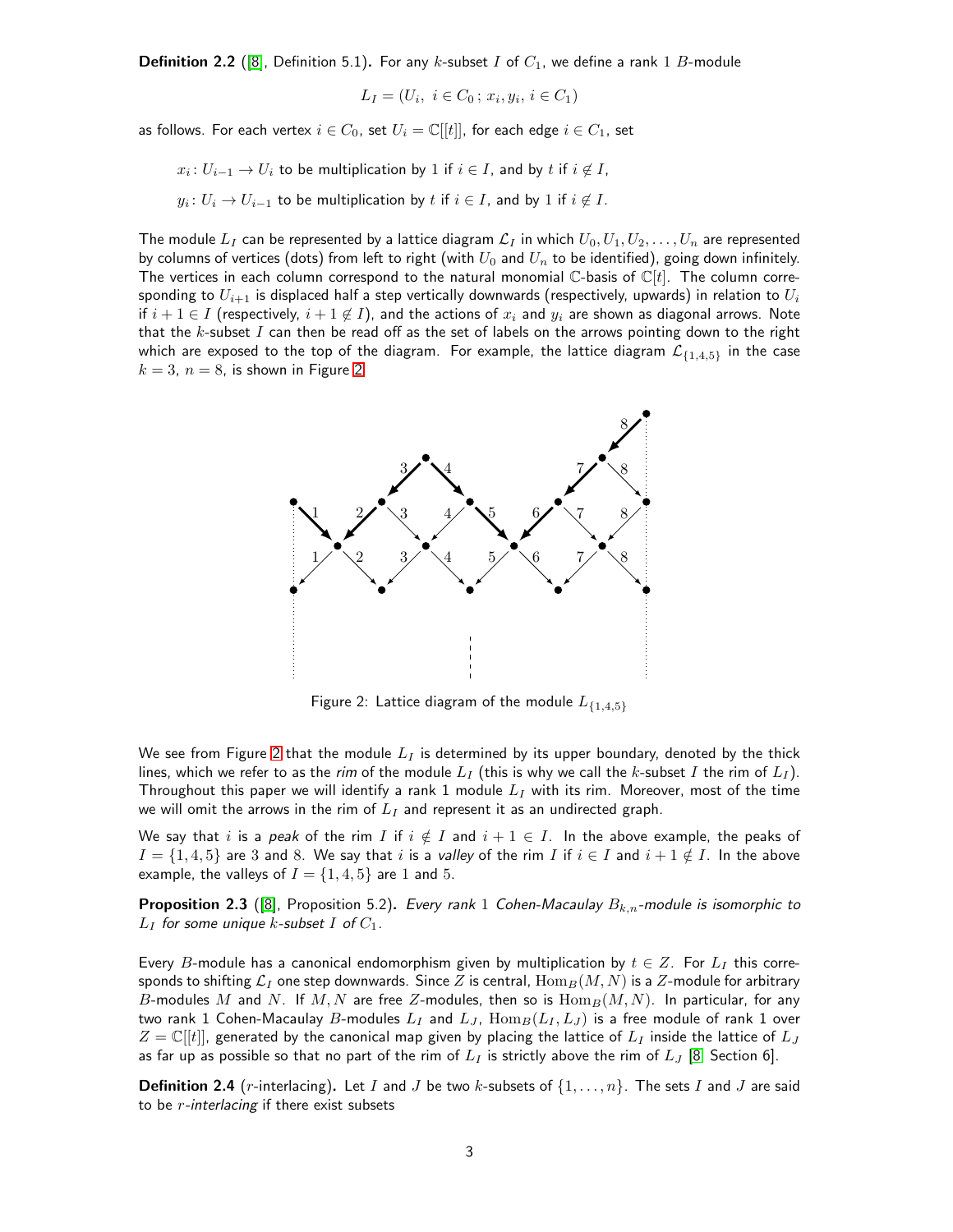**Definition 2.2** ([8], Definition 5.1)**.** For any $k$-subset $I$ of $C_1$, we define a rank 1 $B$-module

$$L_I = (U_i,\ i \in C_0\,;\, x_i, y_i,\ i \in C_1)$$

as follows. For each vertex $i \in C_0$, set $U_i = \mathbb{C}[[t]]$, for each edge $i \in C_1$, set

$x_i \colon U_{i-1} \to U_i$ to be multiplication by 1 if $i \in I$, and by $t$ if $i \notin I$,

$y_i \colon U_i \to U_{i-1}$ to be multiplication by $t$ if $i \in I$, and by 1 if $i \notin I$.

The module $L_I$ can be represented by a lattice diagram $\mathcal{L}_I$ in which $U_0, U_1, U_2, \ldots, U_n$ are represented by columns of vertices (dots) from left to right (with $U_0$ and $U_n$ to be identified), going down infinitely. The vertices in each column correspond to the natural monomial $\mathbb{C}$-basis of $\mathbb{C}[t]$. The column corresponding to $U_{i+1}$ is displaced half a step vertically downwards (respectively, upwards) in relation to $U_i$ if $i+1 \in I$ (respectively, $i+1 \notin I$), and the actions of $x_i$ and $y_i$ are shown as diagonal arrows. Note that the $k$-subset $I$ can then be read off as the set of labels on the arrows pointing down to the right which are exposed to the top of the diagram. For example, the lattice diagram $\mathcal{L}_{\{1,4,5\}}$ in the case $k = 3$, $n = 8$, is shown in Figure 2.

Figure 2: Lattice diagram of the module $L_{\{1,4,5\}}$

We see from Figure 2 that the module $L_I$ is determined by its upper boundary, denoted by the thick lines, which we refer to as the *rim* of the module $L_I$ (this is why we call the $k$-subset $I$ the rim of $L_I$). Throughout this paper we will identify a rank 1 module $L_I$ with its rim. Moreover, most of the time we will omit the arrows in the rim of $L_I$ and represent it as an undirected graph.

We say that $i$ is a *peak* of the rim $I$ if $i \notin I$ and $i+1 \in I$. In the above example, the peaks of $I = \{1,4,5\}$ are 3 and 8. We say that $i$ is a *valley* of the rim $I$ if $i \in I$ and $i+1 \notin I$. In the above example, the valleys of $I = \{1,4,5\}$ are 1 and 5.

**Proposition 2.3** ([8], Proposition 5.2)**.** *Every rank 1 Cohen-Macaulay $B_{k,n}$-module is isomorphic to $L_I$ for some unique $k$-subset $I$ of $C_1$.*

Every $B$-module has a canonical endomorphism given by multiplication by $t \in Z$. For $L_I$ this corresponds to shifting $\mathcal{L}_I$ one step downwards. Since $Z$ is central, $\mathrm{Hom}_B(M, N)$ is a $Z$-module for arbitrary $B$-modules $M$ and $N$. If $M, N$ are free $Z$-modules, then so is $\mathrm{Hom}_B(M, N)$. In particular, for any two rank 1 Cohen-Macaulay $B$-modules $L_I$ and $L_J$, $\mathrm{Hom}_B(L_I, L_J)$ is a free module of rank 1 over $Z = \mathbb{C}[[t]]$, generated by the canonical map given by placing the lattice of $L_I$ inside the lattice of $L_J$ as far up as possible so that no part of the rim of $L_I$ is strictly above the rim of $L_J$ [8, Section 6].

**Definition 2.4** ($r$-interlacing)**.** Let $I$ and $J$ be two $k$-subsets of $\{1, \ldots, n\}$. The sets $I$ and $J$ are said to be *$r$-interlacing* if there exist subsets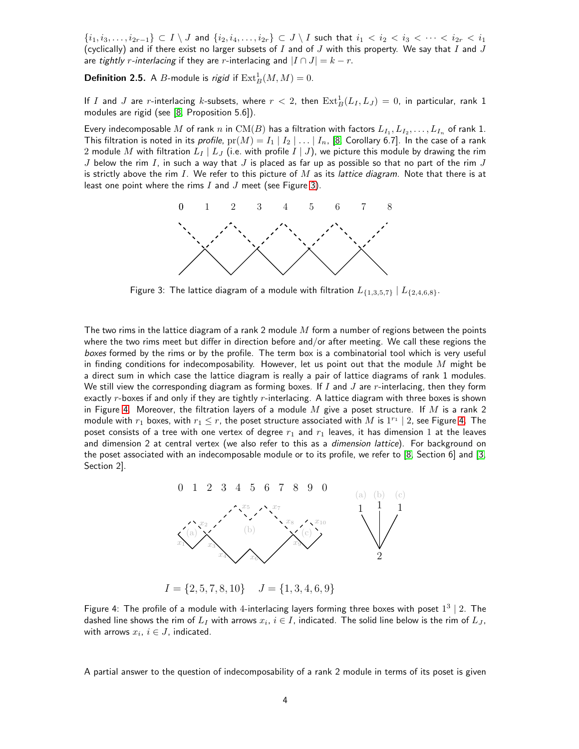$\{i_1, i_3, \ldots, i_{2r-1}\} \subset I \setminus J$ and $\{i_2, i_4, \ldots, i_{2r}\} \subset J \setminus I$ such that $i_1 < i_2 < i_3 < \cdots < i_{2r} < i_1$ (cyclically) and if there exist no larger subsets of $I$ and of $J$ with this property. We say that $I$ and $J$ are *tightly $r$-interlacing* if they are $r$-interlacing and $|I \cap J| = k - r$.

**Definition 2.5.** A $B$-module is *rigid* if $\mathrm{Ext}^1_B(M, M) = 0$.

If $I$ and $J$ are $r$-interlacing $k$-subsets, where $r < 2$, then $\mathrm{Ext}^1_B(L_I, L_J) = 0$, in particular, rank 1 modules are rigid (see [8, Proposition 5.6]).

Every indecomposable $M$ of rank $n$ in $\mathrm{CM}(B)$ has a filtration with factors $L_{I_1}, L_{I_2}, \ldots, L_{I_n}$ of rank 1. This filtration is noted in its *profile*, $\mathrm{pr}(M) = I_1 \mid I_2 \mid \ldots \mid I_n$, [8, Corollary 6.7]. In the case of a rank 2 module $M$ with filtration $L_I \mid L_J$ (i.e. with profile $I \mid J$), we picture this module by drawing the rim $J$ below the rim $I$, in such a way that $J$ is placed as far up as possible so that no part of the rim $J$ is strictly above the rim $I$. We refer to this picture of $M$ as its *lattice diagram*. Note that there is at least one point where the rims $I$ and $J$ meet (see Figure 3).

Figure 3: The lattice diagram of a module with filtration $L_{\{1,3,5,7\}} \mid L_{\{2,4,6,8\}}$.

The two rims in the lattice diagram of a rank 2 module $M$ form a number of regions between the points where the two rims meet but differ in direction before and/or after meeting. We call these regions the *boxes* formed by the rims or by the profile. The term box is a combinatorial tool which is very useful in finding conditions for indecomposability. However, let us point out that the module $M$ might be a direct sum in which case the lattice diagram is really a pair of lattice diagrams of rank 1 modules. We still view the corresponding diagram as forming boxes. If $I$ and $J$ are $r$-interlacing, then they form exactly $r$-boxes if and only if they are tightly $r$-interlacing. A lattice diagram with three boxes is shown in Figure 4. Moreover, the filtration layers of a module $M$ give a poset structure. If $M$ is a rank 2 module with $r_1$ boxes, with $r_1 \leq r$, the poset structure associated with $M$ is $1^{r_1} \mid 2$, see Figure 4. The poset consists of a tree with one vertex of degree $r_1$ and $r_1$ leaves, it has dimension 1 at the leaves and dimension 2 at central vertex (we also refer to this as a *dimension lattice*). For background on the poset associated with an indecomposable module or to its profile, we refer to [8, Section 6] and [3, Section 2].

$I = \{2, 5, 7, 8, 10\}$ $\quad$ $J = \{1, 3, 4, 6, 9\}$

Figure 4: The profile of a module with 4-interlacing layers forming three boxes with poset $1^3 \mid 2$. The dashed line shows the rim of $L_I$ with arrows $x_i$, $i \in I$, indicated. The solid line below is the rim of $L_J$, with arrows $x_i$, $i \in J$, indicated.

A partial answer to the question of indecomposability of a rank 2 module in terms of its poset is given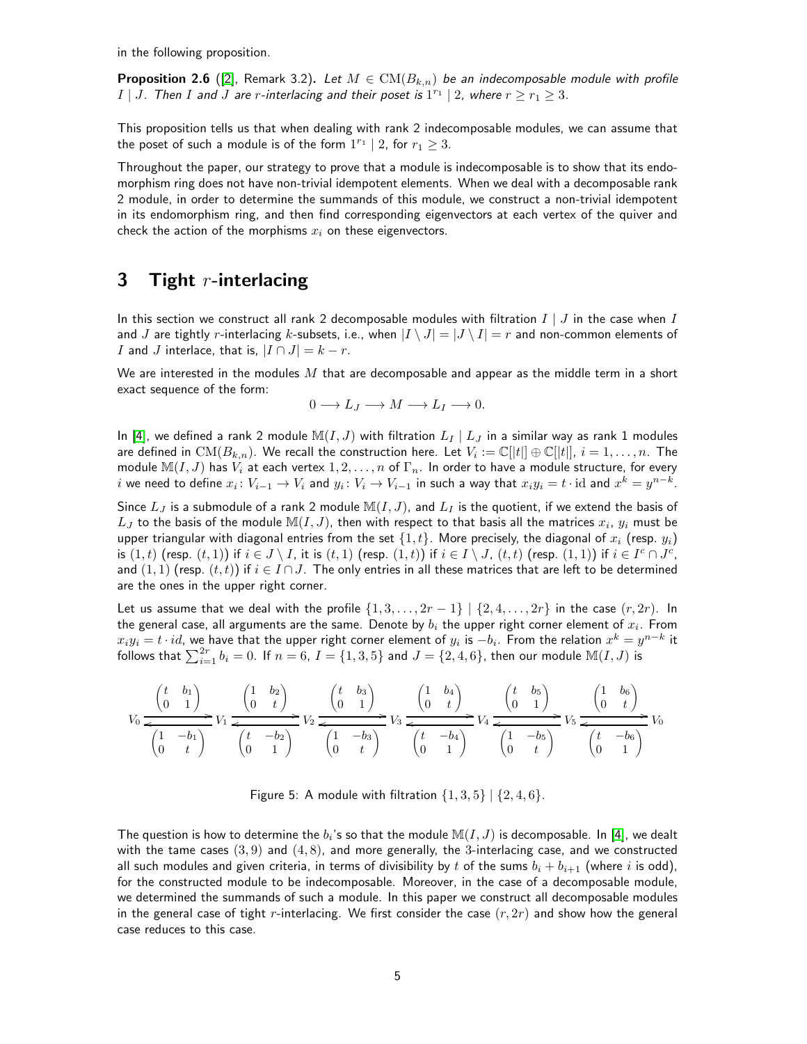in the following proposition.

**Proposition 2.6** ([2], Remark 3.2). *Let $M \in \mathrm{CM}(B_{k,n})$ be an indecomposable module with profile $I \mid J$. Then $I$ and $J$ are $r$-interlacing and their poset is $1^{r_1} \mid 2$, where $r \geq r_1 \geq 3$.*

This proposition tells us that when dealing with rank 2 indecomposable modules, we can assume that the poset of such a module is of the form $1^{r_1} \mid 2$, for $r_1 \geq 3$.

Throughout the paper, our strategy to prove that a module is indecomposable is to show that its endomorphism ring does not have non-trivial idempotent elements. When we deal with a decomposable rank 2 module, in order to determine the summands of this module, we construct a non-trivial idempotent in its endomorphism ring, and then find corresponding eigenvectors at each vertex of the quiver and check the action of the morphisms $x_i$ on these eigenvectors.

## 3 Tight $r$-interlacing

In this section we construct all rank 2 decomposable modules with filtration $I \mid J$ in the case when $I$ and $J$ are tightly $r$-interlacing $k$-subsets, i.e., when $|I \setminus J| = |J \setminus I| = r$ and non-common elements of $I$ and $J$ interlace, that is, $|I \cap J| = k - r$.

We are interested in the modules $M$ that are decomposable and appear as the middle term in a short exact sequence of the form:

$$0 \longrightarrow L_J \longrightarrow M \longrightarrow L_I \longrightarrow 0.$$

In [4], we defined a rank 2 module $\mathbb{M}(I, J)$ with filtration $L_I \mid L_J$ in a similar way as rank 1 modules are defined in $\mathrm{CM}(B_{k,n})$. We recall the construction here. Let $V_i := \mathbb{C}[|t|] \oplus \mathbb{C}[|t|]$, $i = 1, \ldots, n$. The module $\mathbb{M}(I, J)$ has $V_i$ at each vertex $1, 2, \ldots, n$ of $\Gamma_n$. In order to have a module structure, for every $i$ we need to define $x_i \colon V_{i-1} \to V_i$ and $y_i \colon V_i \to V_{i-1}$ in such a way that $x_i y_i = t \cdot \mathrm{id}$ and $x^k = y^{n-k}$.

Since $L_J$ is a submodule of a rank 2 module $\mathbb{M}(I, J)$, and $L_I$ is the quotient, if we extend the basis of $L_J$ to the basis of the module $\mathbb{M}(I, J)$, then with respect to that basis all the matrices $x_i$, $y_i$ must be upper triangular with diagonal entries from the set $\{1, t\}$. More precisely, the diagonal of $x_i$ (resp. $y_i$) is $(1, t)$ (resp. $(t, 1)$) if $i \in J \setminus I$, it is $(t, 1)$ (resp. $(1, t)$) if $i \in I \setminus J$, $(t, t)$ (resp. $(1, 1)$) if $i \in I^c \cap J^c$, and $(1, 1)$ (resp. $(t, t)$) if $i \in I \cap J$. The only entries in all these matrices that are left to be determined are the ones in the upper right corner.

Let us assume that we deal with the profile $\{1, 3, \ldots, 2r-1\} \mid \{2, 4, \ldots, 2r\}$ in the case $(r, 2r)$. In the general case, all arguments are the same. Denote by $b_i$ the upper right corner element of $x_i$. From $x_i y_i = t \cdot id$, we have that the upper right corner element of $y_i$ is $-b_i$. From the relation $x^k = y^{n-k}$ it follows that $\sum_{i=1}^{2r} b_i = 0$. If $n = 6$, $I = \{1, 3, 5\}$ and $J = \{2, 4, 6\}$, then our module $\mathbb{M}(I, J)$ is

$$V_0 \underset{\begin{pmatrix} 1 & -b_1 \\ 0 & t \end{pmatrix}}{\overset{\begin{pmatrix} t & b_1 \\ 0 & 1 \end{pmatrix}}{\rightleftarrows}} V_1 \underset{\begin{pmatrix} t & -b_2 \\ 0 & 1 \end{pmatrix}}{\overset{\begin{pmatrix} 1 & b_2 \\ 0 & t \end{pmatrix}}{\rightleftarrows}} V_2 \underset{\begin{pmatrix} 1 & -b_3 \\ 0 & t \end{pmatrix}}{\overset{\begin{pmatrix} t & b_3 \\ 0 & 1 \end{pmatrix}}{\rightleftarrows}} V_3 \underset{\begin{pmatrix} t & -b_4 \\ 0 & 1 \end{pmatrix}}{\overset{\begin{pmatrix} 1 & b_4 \\ 0 & t \end{pmatrix}}{\rightleftarrows}} V_4 \underset{\begin{pmatrix} 1 & -b_5 \\ 0 & t \end{pmatrix}}{\overset{\begin{pmatrix} t & b_5 \\ 0 & 1 \end{pmatrix}}{\rightleftarrows}} V_5 \underset{\begin{pmatrix} t & -b_6 \\ 0 & 1 \end{pmatrix}}{\overset{\begin{pmatrix} 1 & b_6 \\ 0 & t \end{pmatrix}}{\rightleftarrows}} V_0$$

Figure 5: A module with filtration $\{1, 3, 5\} \mid \{2, 4, 6\}$.

The question is how to determine the $b_i$'s so that the module $\mathbb{M}(I, J)$ is decomposable. In [4], we dealt with the tame cases $(3, 9)$ and $(4, 8)$, and more generally, the 3-interlacing case, and we constructed all such modules and given criteria, in terms of divisibility by $t$ of the sums $b_i + b_{i+1}$ (where $i$ is odd), for the constructed module to be indecomposable. Moreover, in the case of a decomposable module, we determined the summands of such a module. In this paper we construct all decomposable modules in the general case of tight $r$-interlacing. We first consider the case $(r, 2r)$ and show how the general case reduces to this case.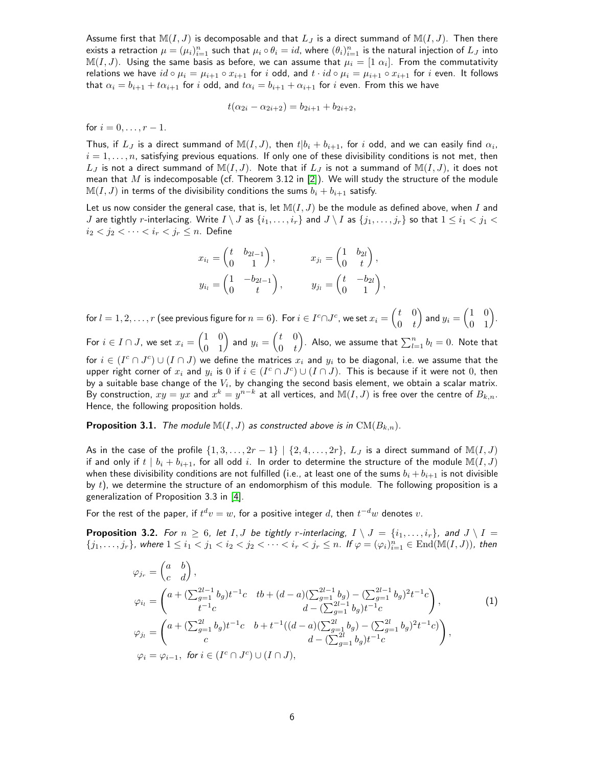Assume first that $\mathbb{M}(I,J)$ is decomposable and that $L_J$ is a direct summand of $\mathbb{M}(I,J)$. Then there exists a retraction $\mu = (\mu_i)_{i=1}^n$ such that $\mu_i \circ \theta_i = id$, where $(\theta_i)_{i=1}^n$ is the natural injection of $L_J$ into $\mathbb{M}(I,J)$. Using the same basis as before, we can assume that $\mu_i = [1 \ \alpha_i]$. From the commutativity relations we have $id \circ \mu_i = \mu_{i+1} \circ x_{i+1}$ for $i$ odd, and $t \cdot id \circ \mu_i = \mu_{i+1} \circ x_{i+1}$ for $i$ even. It follows that $\alpha_i = b_{i+1} + t\alpha_{i+1}$ for $i$ odd, and $t\alpha_i = b_{i+1} + \alpha_{i+1}$ for $i$ even. From this we have

$$t(\alpha_{2i} - \alpha_{2i+2}) = b_{2i+1} + b_{2i+2},$$

for $i = 0, \dots, r-1$.

Thus, if $L_J$ is a direct summand of $\mathbb{M}(I,J)$, then $t | b_i + b_{i+1}$, for $i$ odd, and we can easily find $\alpha_i$, $i = 1, \dots, n$, satisfying previous equations. If only one of these divisibility conditions is not met, then $L_J$ is not a direct summand of $\mathbb{M}(I,J)$. Note that if $L_J$ is not a summand of $\mathbb{M}(I,J)$, it does not mean that $M$ is indecomposable (cf. Theorem 3.12 in [2]). We will study the structure of the module $\mathbb{M}(I,J)$ in terms of the divisibility conditions the sums $b_i + b_{i+1}$ satisfy.

Let us now consider the general case, that is, let $\mathbb{M}(I,J)$ be the module as defined above, when $I$ and $J$ are tightly $r$-interlacing. Write $I \setminus J$ as $\{i_1, \dots, i_r\}$ and $J \setminus I$ as $\{j_1, \dots, j_r\}$ so that $1 \le i_1 < j_1 < i_2 < j_2 < \dots < i_r < j_r \le n$. Define

$$x_{i_l} = \begin{pmatrix} t & b_{2l-1} \\ 0 & 1 \end{pmatrix}, \qquad x_{j_l} = \begin{pmatrix} 1 & b_{2l} \\ 0 & t \end{pmatrix},$$
$$y_{i_l} = \begin{pmatrix} 1 & -b_{2l-1} \\ 0 & t \end{pmatrix}, \qquad y_{j_l} = \begin{pmatrix} t & -b_{2l} \\ 0 & 1 \end{pmatrix},$$

for $l = 1, 2, \dots, r$ (see previous figure for $n = 6$). For $i \in I^c \cap J^c$, we set $x_i = \begin{pmatrix} t & 0 \\ 0 & t \end{pmatrix}$ and $y_i = \begin{pmatrix} 1 & 0 \\ 0 & 1 \end{pmatrix}$. For $i \in I \cap J$, we set $x_i = \begin{pmatrix} 1 & 0 \\ 0 & 1 \end{pmatrix}$ and $y_i = \begin{pmatrix} t & 0 \\ 0 & t \end{pmatrix}$. Also, we assume that $\sum_{l=1}^n b_l = 0$. Note that for $i \in (I^c \cap J^c) \cup (I \cap J)$ we define the matrices $x_i$ and $y_i$ to be diagonal, i.e. we assume that the upper right corner of $x_i$ and $y_i$ is $0$ if $i \in (I^c \cap J^c) \cup (I \cap J)$. This is because if it were not $0$, then by a suitable base change of the $V_i$, by changing the second basis element, we obtain a scalar matrix. By construction, $xy = yx$ and $x^k = y^{n-k}$ at all vertices, and $\mathbb{M}(I,J)$ is free over the centre of $B_{k,n}$. Hence, the following proposition holds.

**Proposition 3.1.** *The module $\mathbb{M}(I,J)$ as constructed above is in $\mathrm{CM}(B_{k,n})$.*

As in the case of the profile $\{1, 3, \dots, 2r-1\} \mid \{2, 4, \dots, 2r\}$, $L_J$ is a direct summand of $\mathbb{M}(I,J)$ if and only if $t \mid b_i + b_{i+1}$, for all odd $i$. In order to determine the structure of the module $\mathbb{M}(I,J)$ when these divisibility conditions are not fulfilled (i.e., at least one of the sums $b_i + b_{i+1}$ is not divisible by $t$), we determine the structure of an endomorphism of this module. The following proposition is a generalization of Proposition 3.3 in [4].

For the rest of the paper, if $t^d v = w$, for a positive integer $d$, then $t^{-d} w$ denotes $v$.

**Proposition 3.2.** *For $n \ge 6$, let $I, J$ be tightly $r$-interlacing, $I \setminus J = \{i_1, \dots, i_r\}$, and $J \setminus I = \{j_1, \dots, j_r\}$, where $1 \le i_1 < j_1 < i_2 < j_2 < \dots < i_r < j_r \le n$. If $\varphi = (\varphi_i)_{i=1}^n \in \mathrm{End}(\mathbb{M}(I,J))$, then*

$$\begin{aligned}
\varphi_{j_r} &= \begin{pmatrix} a & b \\ c & d \end{pmatrix}, \\
\varphi_{i_l} &= \begin{pmatrix} a + (\sum_{g=1}^{2l-1} b_g) t^{-1} c & tb + (d-a)(\sum_{g=1}^{2l-1} b_g) - (\sum_{g=1}^{2l-1} b_g)^2 t^{-1} c \\ t^{-1} c & d - (\sum_{g=1}^{2l-1} b_g) t^{-1} c \end{pmatrix}, \\
\varphi_{j_l} &= \begin{pmatrix} a + (\sum_{g=1}^{2l} b_g) t^{-1} c & b + t^{-1}((d-a)(\sum_{g=1}^{2l} b_g) - (\sum_{g=1}^{2l} b_g)^2 t^{-1} c) \\ c & d - (\sum_{g=1}^{2l} b_g) t^{-1} c \end{pmatrix}, \\
\varphi_i &= \varphi_{i-1}, \text{ for } i \in (I^c \cap J^c) \cup (I \cap J),
\end{aligned} \tag{1}$$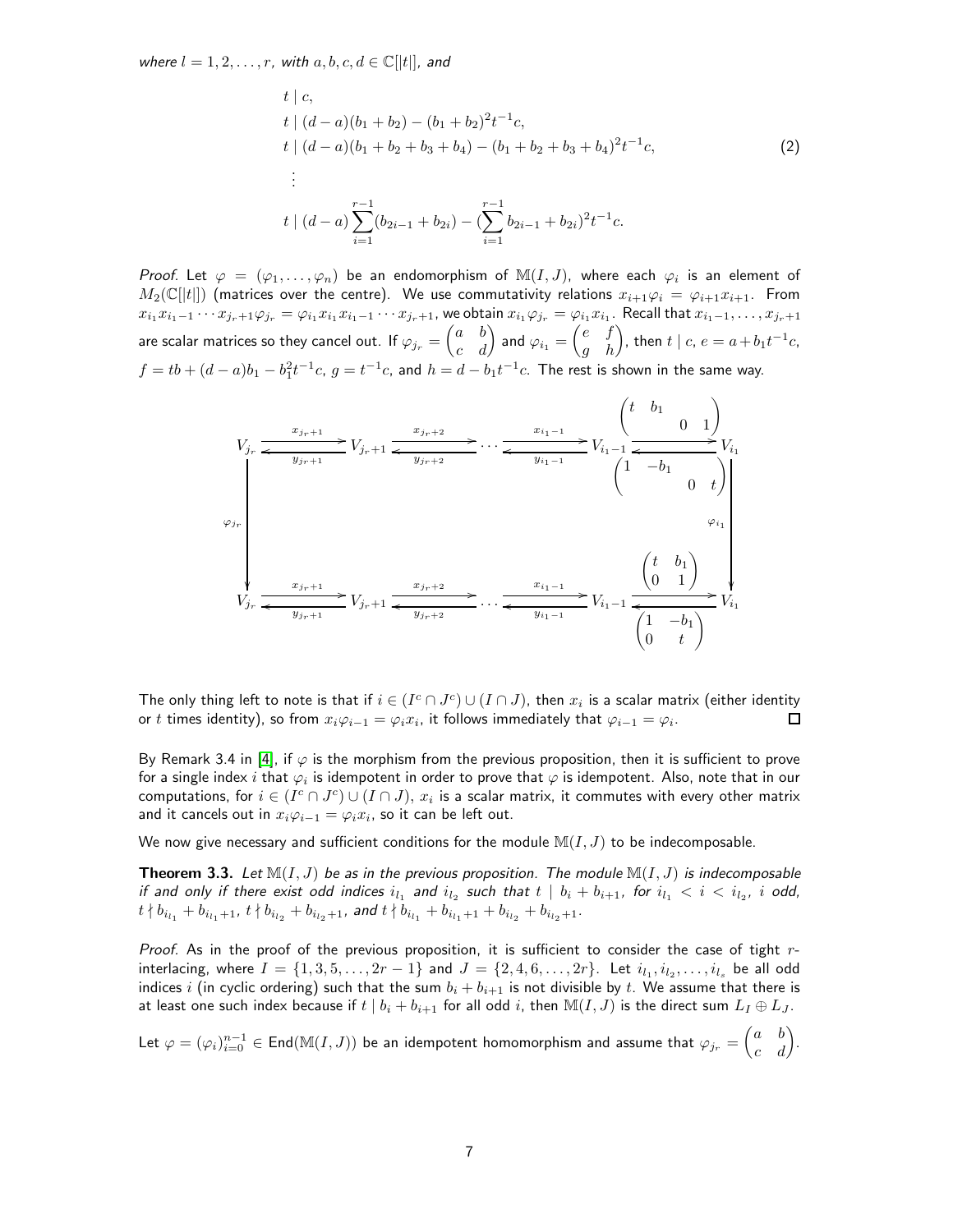*where* $l = 1, 2, \ldots, r$*, with* $a, b, c, d \in \mathbb{C}[|t|]$*, and*

$$
\begin{aligned}
&t \mid c, \\
&t \mid (d-a)(b_1+b_2) - (b_1+b_2)^2 t^{-1} c, \\
&t \mid (d-a)(b_1+b_2+b_3+b_4) - (b_1+b_2+b_3+b_4)^2 t^{-1} c, \\
&\;\vdots \\
&t \mid (d-a)\sum_{i=1}^{r-1}(b_{2i-1}+b_{2i}) - (\sum_{i=1}^{r-1} b_{2i-1}+b_{2i})^2 t^{-1} c.
\end{aligned}
\tag{2}
$$

*Proof.* Let $\varphi = (\varphi_1, \ldots, \varphi_n)$ be an endomorphism of $\mathbb{M}(I,J)$, where each $\varphi_i$ is an element of $M_2(\mathbb{C}[|t|])$ (matrices over the centre). We use commutativity relations $x_{i+1}\varphi_i = \varphi_{i+1}x_{i+1}$. From $x_{i_1}x_{i_1-1}\cdots x_{j_r+1}\varphi_{j_r} = \varphi_{i_1}x_{i_1}x_{i_1-1}\cdots x_{j_r+1}$, we obtain $x_{i_1}\varphi_{j_r} = \varphi_{i_1}x_{i_1}$. Recall that $x_{i_1-1}, \ldots, x_{j_r+1}$ are scalar matrices so they cancel out. If $\varphi_{j_r} = \begin{pmatrix} a & b \\ c & d \end{pmatrix}$ and $\varphi_{i_1} = \begin{pmatrix} e & f \\ g & h \end{pmatrix}$, then $t \mid c$, $e = a + b_1 t^{-1} c$, $f = tb + (d-a)b_1 - b_1^2 t^{-1} c$, $g = t^{-1}c$, and $h = d - b_1 t^{-1} c$. The rest is shown in the same way.

$$
\begin{array}{ccccccccc}
V_{j_r} & \underset{y_{j_r+1}}{\overset{x_{j_r+1}}{\rightleftarrows}} & V_{j_r+1} & \underset{y_{j_r+2}}{\overset{x_{j_r+2}}{\rightleftarrows}} & \cdots & \underset{y_{i_1-1}}{\overset{x_{i_1-1}}{\rightleftarrows}} & V_{i_1-1} & \underset{\begin{pmatrix} 1 & -b_1 \\ 0 & t \end{pmatrix}}{\overset{\begin{pmatrix} t & b_1 \\ 0 & 1 \end{pmatrix}}{\rightleftarrows}} & V_{i_1} \\
\downarrow{\scriptstyle \varphi_{j_r}} & & & & & & & & \downarrow{\scriptstyle \varphi_{i_1}} \\
V_{j_r} & \underset{y_{j_r+1}}{\overset{x_{j_r+1}}{\rightleftarrows}} & V_{j_r+1} & \underset{y_{j_r+2}}{\overset{x_{j_r+2}}{\rightleftarrows}} & \cdots & \underset{y_{i_1-1}}{\overset{x_{i_1-1}}{\rightleftarrows}} & V_{i_1-1} & \underset{\begin{pmatrix} 1 & -b_1 \\ 0 & t \end{pmatrix}}{\overset{\begin{pmatrix} t & b_1 \\ 0 & 1 \end{pmatrix}}{\rightleftarrows}} & V_{i_1}
\end{array}
$$

The only thing left to note is that if $i \in (I^c \cap J^c) \cup (I \cap J)$, then $x_i$ is a scalar matrix (either identity or $t$ times identity), so from $x_i\varphi_{i-1} = \varphi_i x_i$, it follows immediately that $\varphi_{i-1} = \varphi_i$. $\square$

By Remark 3.4 in [4], if $\varphi$ is the morphism from the previous proposition, then it is sufficient to prove for a single index $i$ that $\varphi_i$ is idempotent in order to prove that $\varphi$ is idempotent. Also, note that in our computations, for $i \in (I^c \cap J^c) \cup (I \cap J)$, $x_i$ is a scalar matrix, it commutes with every other matrix and it cancels out in $x_i\varphi_{i-1} = \varphi_i x_i$, so it can be left out.

We now give necessary and sufficient conditions for the module $\mathbb{M}(I,J)$ to be indecomposable.

**Theorem 3.3.** *Let* $\mathbb{M}(I,J)$ *be as in the previous proposition. The module* $\mathbb{M}(I,J)$ *is indecomposable if and only if there exist odd indices* $i_{l_1}$ *and* $i_{l_2}$ *such that* $t \mid b_i + b_{i+1}$*, for* $i_{l_1} < i < i_{l_2}$*,* $i$ *odd,* $t \nmid b_{i_{l_1}} + b_{i_{l_1}+1}$*,* $t \nmid b_{i_{l_2}} + b_{i_{l_2}+1}$*, and* $t \nmid b_{i_{l_1}} + b_{i_{l_1}+1} + b_{i_{l_2}} + b_{i_{l_2}+1}$*.*

*Proof.* As in the proof of the previous proposition, it is sufficient to consider the case of tight $r$-interlacing, where $I = \{1, 3, 5, \ldots, 2r-1\}$ and $J = \{2, 4, 6, \ldots, 2r\}$. Let $i_{l_1}, i_{l_2}, \ldots, i_{l_s}$ be all odd indices $i$ (in cyclic ordering) such that the sum $b_i + b_{i+1}$ is not divisible by $t$. We assume that there is at least one such index because if $t \mid b_i + b_{i+1}$ for all odd $i$, then $\mathbb{M}(I,J)$ is the direct sum $L_I \oplus L_J$.

Let $\varphi = (\varphi_i)_{i=0}^{n-1} \in \mathrm{End}(\mathbb{M}(I,J))$ be an idempotent homomorphism and assume that $\varphi_{j_r} = \begin{pmatrix} a & b \\ c & d \end{pmatrix}$.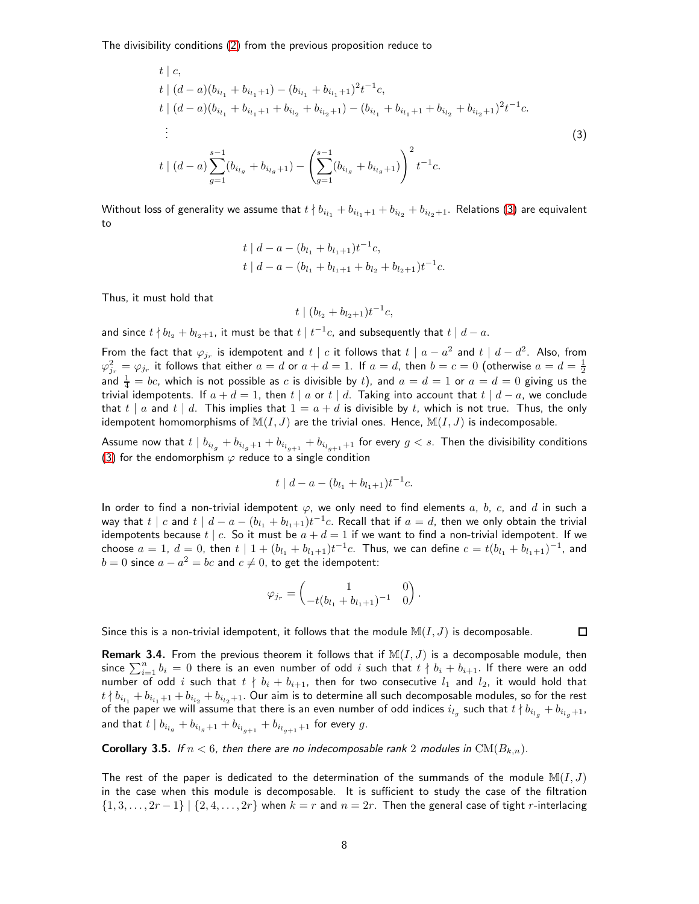The divisibility conditions (2) from the previous proposition reduce to

$$
\begin{aligned}
& t \mid c, \\
& t \mid (d-a)(b_{i_{l_1}} + b_{i_{l_1}+1}) - (b_{i_{l_1}} + b_{i_{l_1}+1})^2 t^{-1} c, \\
& t \mid (d-a)(b_{i_{l_1}} + b_{i_{l_1}+1} + b_{i_{l_2}} + b_{i_{l_2}+1}) - (b_{i_{l_1}} + b_{i_{l_1}+1} + b_{i_{l_2}} + b_{i_{l_2}+1})^2 t^{-1} c. \\
& \ \vdots \\
& t \mid (d-a)\sum_{g=1}^{s-1}(b_{i_{l_g}} + b_{i_{l_g}+1}) - \left(\sum_{g=1}^{s-1}(b_{i_{l_g}} + b_{i_{l_g}+1})\right)^2 t^{-1} c.
\end{aligned}
\tag{3}
$$

Without loss of generality we assume that $t \nmid b_{i_{l_1}} + b_{i_{l_1}+1} + b_{i_{l_2}} + b_{i_{l_2}+1}$. Relations (3) are equivalent to

$$
\begin{aligned}
& t \mid d - a - (b_{l_1} + b_{l_1+1})t^{-1}c, \\
& t \mid d - a - (b_{l_1} + b_{l_1+1} + b_{l_2} + b_{l_2+1})t^{-1}c.
\end{aligned}
$$

Thus, it must hold that

$$
t \mid (b_{l_2} + b_{l_2+1})t^{-1}c,
$$

and since $t \nmid b_{l_2} + b_{l_2+1}$, it must be that $t \mid t^{-1}c$, and subsequently that $t \mid d - a$.

From the fact that $\varphi_{j_r}$ is idempotent and $t \mid c$ it follows that $t \mid a - a^2$ and $t \mid d - d^2$. Also, from $\varphi_{j_r}^2 = \varphi_{j_r}$ it follows that either $a = d$ or $a + d = 1$. If $a = d$, then $b = c = 0$ (otherwise $a = d = \frac{1}{2}$ and $\frac{1}{4} = bc$, which is not possible as $c$ is divisible by $t$), and $a = d = 1$ or $a = d = 0$ giving us the trivial idempotents. If $a + d = 1$, then $t \mid a$ or $t \mid d$. Taking into account that $t \mid d - a$, we conclude that $t \mid a$ and $t \mid d$. This implies that $1 = a + d$ is divisible by $t$, which is not true. Thus, the only idempotent homomorphisms of $\mathbb{M}(I, J)$ are the trivial ones. Hence, $\mathbb{M}(I, J)$ is indecomposable.

Assume now that $t \mid b_{i_{l_g}} + b_{i_{l_g}+1} + b_{i_{l_{g+1}}} + b_{i_{l_{g+1}}+1}$ for every $g < s$. Then the divisibility conditions (3) for the endomorphism $\varphi$ reduce to a single condition

$$
t \mid d - a - (b_{l_1} + b_{l_1+1})t^{-1}c.
$$

In order to find a non-trivial idempotent $\varphi$, we only need to find elements $a$, $b$, $c$, and $d$ in such a way that $t \mid c$ and $t \mid d - a - (b_{l_1} + b_{l_1+1})t^{-1}c$. Recall that if $a = d$, then we only obtain the trivial idempotents because $t \mid c$. So it must be $a + d = 1$ if we want to find a non-trivial idempotent. If we choose $a = 1$, $d = 0$, then $t \mid 1 + (b_{l_1} + b_{l_1+1})t^{-1}c$. Thus, we can define $c = t(b_{l_1} + b_{l_1+1})^{-1}$, and $b = 0$ since $a - a^2 = bc$ and $c \neq 0$, to get the idempotent:

$$
\varphi_{j_r} = \begin{pmatrix} 1 & 0 \\ -t(b_{l_1} + b_{l_1+1})^{-1} & 0 \end{pmatrix}.
$$

Since this is a non-trivial idempotent, it follows that the module $\mathbb{M}(I, J)$ is decomposable. $\square$

**Remark 3.4.** From the previous theorem it follows that if $\mathbb{M}(I, J)$ is a decomposable module, then since $\sum_{i=1}^{n} b_i = 0$ there is an even number of odd $i$ such that $t \nmid b_i + b_{i+1}$. If there were an odd number of odd $i$ such that $t \nmid b_i + b_{i+1}$, then for two consecutive $l_1$ and $l_2$, it would hold that $t \nmid b_{i_{l_1}} + b_{i_{l_1}+1} + b_{i_{l_2}} + b_{i_{l_2}+1}$. Our aim is to determine all such decomposable modules, so for the rest of the paper we will assume that there is an even number of odd indices $i_{l_g}$ such that $t \nmid b_{i_{l_g}} + b_{i_{l_g}+1}$, and that $t \mid b_{i_{l_g}} + b_{i_{l_g}+1} + b_{i_{l_{g+1}}} + b_{i_{l_{g+1}}+1}$ for every $g$.

**Corollary 3.5.** *If $n < 6$, then there are no indecomposable rank 2 modules in $\mathrm{CM}(B_{k,n})$.*

The rest of the paper is dedicated to the determination of the summands of the module $\mathbb{M}(I, J)$ in the case when this module is decomposable. It is sufficient to study the case of the filtration $\{1, 3, \ldots, 2r-1\} \mid \{2, 4, \ldots, 2r\}$ when $k = r$ and $n = 2r$. Then the general case of tight $r$-interlacing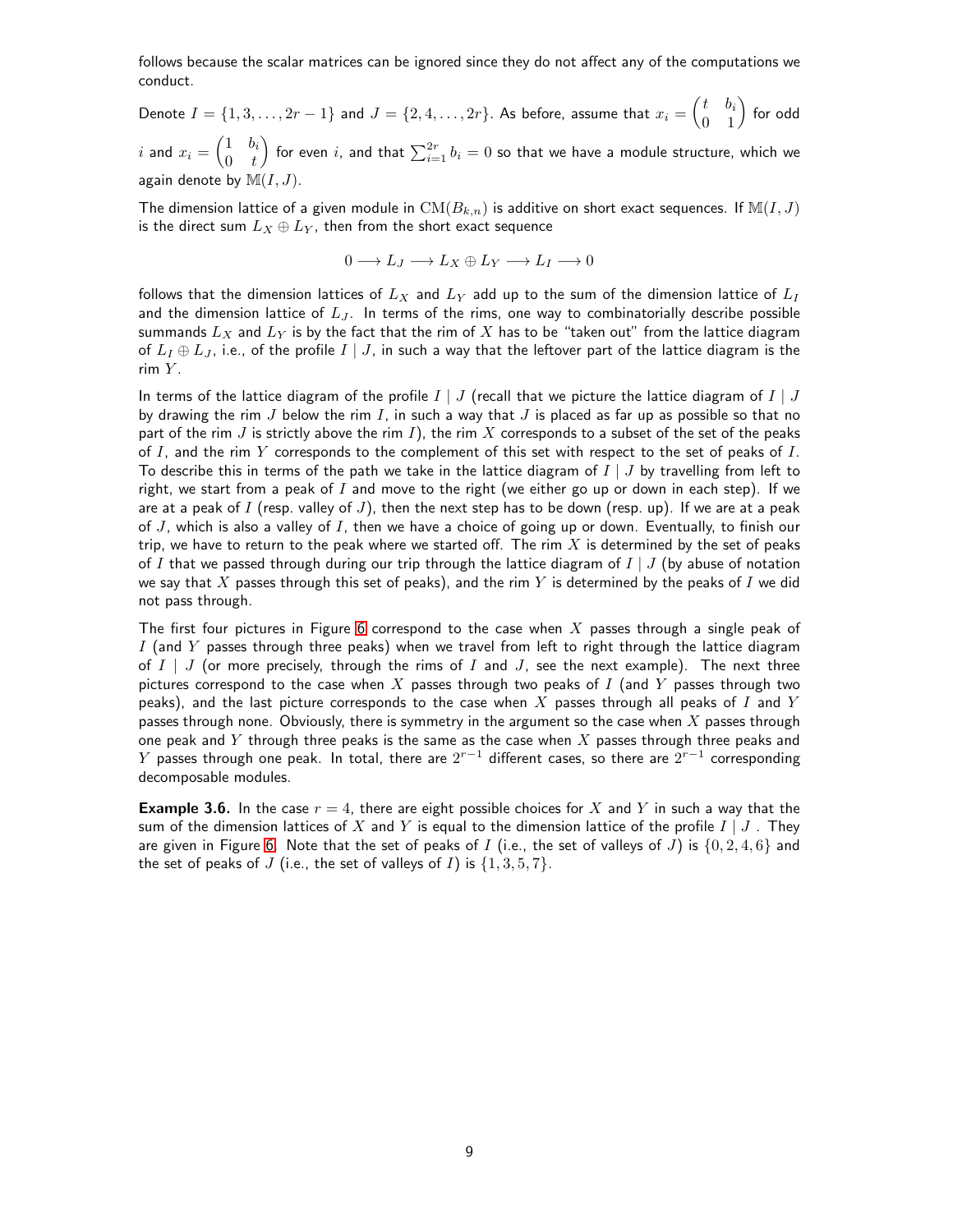follows because the scalar matrices can be ignored since they do not affect any of the computations we conduct.

Denote $I = \{1, 3, \ldots, 2r-1\}$ and $J = \{2, 4, \ldots, 2r\}$. As before, assume that $x_i = \begin{pmatrix} t & b_i \\ 0 & 1 \end{pmatrix}$ for odd $i$ and $x_i = \begin{pmatrix} 1 & b_i \\ 0 & t \end{pmatrix}$ for even $i$, and that $\sum_{i=1}^{2r} b_i = 0$ so that we have a module structure, which we again denote by $\mathbb{M}(I, J)$.

The dimension lattice of a given module in $\mathrm{CM}(B_{k,n})$ is additive on short exact sequences. If $\mathbb{M}(I, J)$ is the direct sum $L_X \oplus L_Y$, then from the short exact sequence

$$0 \longrightarrow L_J \longrightarrow L_X \oplus L_Y \longrightarrow L_I \longrightarrow 0$$

follows that the dimension lattices of $L_X$ and $L_Y$ add up to the sum of the dimension lattice of $L_I$ and the dimension lattice of $L_J$. In terms of the rims, one way to combinatorially describe possible summands $L_X$ and $L_Y$ is by the fact that the rim of $X$ has to be "taken out" from the lattice diagram of $L_I \oplus L_J$, i.e., of the profile $I \mid J$, in such a way that the leftover part of the lattice diagram is the rim $Y$.

In terms of the lattice diagram of the profile $I \mid J$ (recall that we picture the lattice diagram of $I \mid J$ by drawing the rim $J$ below the rim $I$, in such a way that $J$ is placed as far up as possible so that no part of the rim $J$ is strictly above the rim $I$), the rim $X$ corresponds to a subset of the set of the peaks of $I$, and the rim $Y$ corresponds to the complement of this set with respect to the set of peaks of $I$. To describe this in terms of the path we take in the lattice diagram of $I \mid J$ by travelling from left to right, we start from a peak of $I$ and move to the right (we either go up or down in each step). If we are at a peak of $I$ (resp. valley of $J$), then the next step has to be down (resp. up). If we are at a peak of $J$, which is also a valley of $I$, then we have a choice of going up or down. Eventually, to finish our trip, we have to return to the peak where we started off. The rim $X$ is determined by the set of peaks of $I$ that we passed through during our trip through the lattice diagram of $I \mid J$ (by abuse of notation we say that $X$ passes through this set of peaks), and the rim $Y$ is determined by the peaks of $I$ we did not pass through.

The first four pictures in Figure 6 correspond to the case when $X$ passes through a single peak of $I$ (and $Y$ passes through three peaks) when we travel from left to right through the lattice diagram of $I \mid J$ (or more precisely, through the rims of $I$ and $J$, see the next example). The next three pictures correspond to the case when $X$ passes through two peaks of $I$ (and $Y$ passes through two peaks), and the last picture corresponds to the case when $X$ passes through all peaks of $I$ and $Y$ passes through none. Obviously, there is symmetry in the argument so the case when $X$ passes through one peak and $Y$ through three peaks is the same as the case when $X$ passes through three peaks and $Y$ passes through one peak. In total, there are $2^{r-1}$ different cases, so there are $2^{r-1}$ corresponding decomposable modules.

**Example 3.6.** In the case $r = 4$, there are eight possible choices for $X$ and $Y$ in such a way that the sum of the dimension lattices of $X$ and $Y$ is equal to the dimension lattice of the profile $I \mid J$ . They are given in Figure 6. Note that the set of peaks of $I$ (i.e., the set of valleys of $J$) is $\{0, 2, 4, 6\}$ and the set of peaks of $J$ (i.e., the set of valleys of $I$) is $\{1, 3, 5, 7\}$.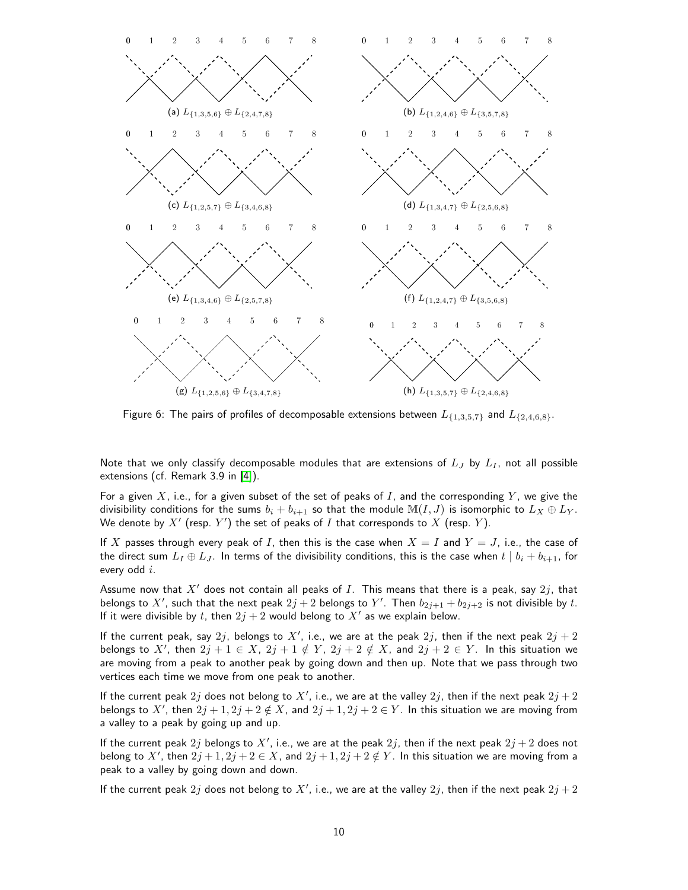(a) $L_{\{1,3,5,6\}} \oplus L_{\{2,4,7,8\}}$

(b) $L_{\{1,2,4,6\}} \oplus L_{\{3,5,7,8\}}$

(c) $L_{\{1,2,5,7\}} \oplus L_{\{3,4,6,8\}}$

(d) $L_{\{1,3,4,7\}} \oplus L_{\{2,5,6,8\}}$

(e) $L_{\{1,3,4,6\}} \oplus L_{\{2,5,7,8\}}$

(f) $L_{\{1,2,4,7\}} \oplus L_{\{3,5,6,8\}}$

(g) $L_{\{1,2,5,6\}} \oplus L_{\{3,4,7,8\}}$

(h) $L_{\{1,3,5,7\}} \oplus L_{\{2,4,6,8\}}$

Figure 6: The pairs of profiles of decomposable extensions between $L_{\{1,3,5,7\}}$ and $L_{\{2,4,6,8\}}$.

Note that we only classify decomposable modules that are extensions of $L_J$ by $L_I$, not all possible extensions (cf. Remark 3.9 in [4]).

For a given $X$, i.e., for a given subset of the set of peaks of $I$, and the corresponding $Y$, we give the divisibility conditions for the sums $b_i + b_{i+1}$ so that the module $\mathbb{M}(I, J)$ is isomorphic to $L_X \oplus L_Y$. We denote by $X'$ (resp. $Y'$) the set of peaks of $I$ that corresponds to $X$ (resp. $Y$).

If $X$ passes through every peak of $I$, then this is the case when $X = I$ and $Y = J$, i.e., the case of the direct sum $L_I \oplus L_J$. In terms of the divisibility conditions, this is the case when $t \mid b_i + b_{i+1}$, for every odd $i$.

Assume now that $X'$ does not contain all peaks of $I$. This means that there is a peak, say $2j$, that belongs to $X'$, such that the next peak $2j + 2$ belongs to $Y'$. Then $b_{2j+1} + b_{2j+2}$ is not divisible by $t$. If it were divisible by $t$, then $2j + 2$ would belong to $X'$ as we explain below.

If the current peak, say $2j$, belongs to $X'$, i.e., we are at the peak $2j$, then if the next peak $2j + 2$ belongs to $X'$, then $2j + 1 \in X$, $2j + 1 \notin Y$, $2j + 2 \notin X$, and $2j + 2 \in Y$. In this situation we are moving from a peak to another peak by going down and then up. Note that we pass through two vertices each time we move from one peak to another.

If the current peak $2j$ does not belong to $X'$, i.e., we are at the valley $2j$, then if the next peak $2j + 2$ belongs to $X'$, then $2j + 1, 2j + 2 \notin X$, and $2j + 1, 2j + 2 \in Y$. In this situation we are moving from a valley to a peak by going up and up.

If the current peak $2j$ belongs to $X'$, i.e., we are at the peak $2j$, then if the next peak $2j + 2$ does not belong to $X'$, then $2j + 1, 2j + 2 \in X$, and $2j + 1, 2j + 2 \notin Y$. In this situation we are moving from a peak to a valley by going down and down.

If the current peak $2j$ does not belong to $X'$, i.e., we are at the valley $2j$, then if the next peak $2j + 2$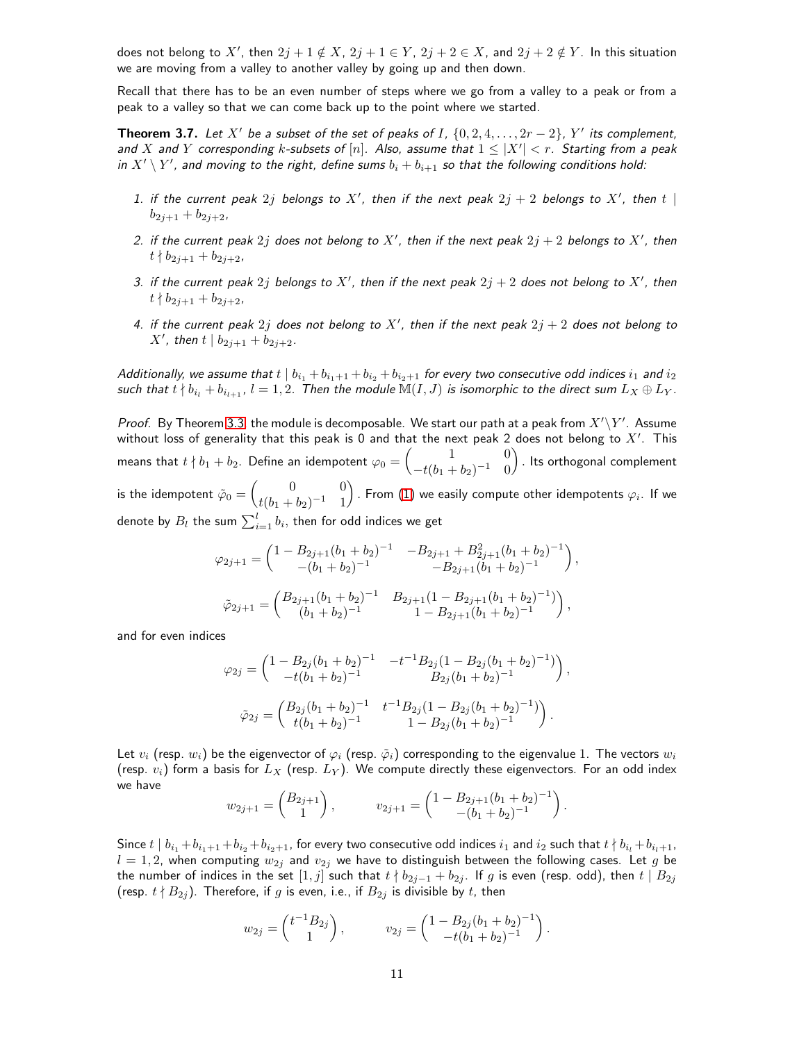does not belong to $X'$, then $2j+1 \notin X$, $2j+1 \in Y$, $2j+2 \in X$, and $2j+2 \notin Y$. In this situation we are moving from a valley to another valley by going up and then down.

Recall that there has to be an even number of steps where we go from a valley to a peak or from a peak to a valley so that we can come back up to the point where we started.

**Theorem 3.7.** *Let $X'$ be a subset of the set of peaks of $I$, $\{0, 2, 4, \dots, 2r-2\}$, $Y'$ its complement, and $X$ and $Y$ corresponding $k$-subsets of $[n]$. Also, assume that $1 \le |X'| < r$. Starting from a peak in $X' \setminus Y'$, and moving to the right, define sums $b_i + b_{i+1}$ so that the following conditions hold:*

1. *if the current peak $2j$ belongs to $X'$, then if the next peak $2j+2$ belongs to $X'$, then $t \mid b_{2j+1} + b_{2j+2}$,*
2. *if the current peak $2j$ does not belong to $X'$, then if the next peak $2j+2$ belongs to $X'$, then $t \nmid b_{2j+1} + b_{2j+2}$,*
3. *if the current peak $2j$ belongs to $X'$, then if the next peak $2j+2$ does not belong to $X'$, then $t \nmid b_{2j+1} + b_{2j+2}$,*
4. *if the current peak $2j$ does not belong to $X'$, then if the next peak $2j+2$ does not belong to $X'$, then $t \mid b_{2j+1} + b_{2j+2}$.*

*Additionally, we assume that $t \mid b_{i_1} + b_{i_1+1} + b_{i_2} + b_{i_2+1}$ for every two consecutive odd indices $i_1$ and $i_2$ such that $t \nmid b_{i_l} + b_{i_l+1}$, $l = 1, 2$. Then the module $\mathbb{M}(I, J)$ is isomorphic to the direct sum $L_X \oplus L_Y$.*

*Proof.* By Theorem 3.3 the module is decomposable. We start our path at a peak from $X' \setminus Y'$. Assume without loss of generality that this peak is 0 and that the next peak 2 does not belong to $X'$. This means that $t \nmid b_1 + b_2$. Define an idempotent $\varphi_0 = \begin{pmatrix} 1 & 0 \\ -t(b_1+b_2)^{-1} & 0 \end{pmatrix}$. Its orthogonal complement is the idempotent $\tilde{\varphi}_0 = \begin{pmatrix} 0 & 0 \\ t(b_1+b_2)^{-1} & 1 \end{pmatrix}$. From (1) we easily compute other idempotents $\varphi_i$. If we denote by $B_l$ the sum $\sum_{i=1}^{l} b_i$, then for odd indices we get

$$\varphi_{2j+1} = \begin{pmatrix} 1 - B_{2j+1}(b_1+b_2)^{-1} & -B_{2j+1} + B_{2j+1}^2(b_1+b_2)^{-1} \\ -(b_1+b_2)^{-1} & -B_{2j+1}(b_1+b_2)^{-1} \end{pmatrix},$$

$$\tilde{\varphi}_{2j+1} = \begin{pmatrix} B_{2j+1}(b_1+b_2)^{-1} & B_{2j+1}(1 - B_{2j+1}(b_1+b_2)^{-1}) \\ (b_1+b_2)^{-1} & 1 - B_{2j+1}(b_1+b_2)^{-1} \end{pmatrix},$$

and for even indices

$$\varphi_{2j} = \begin{pmatrix} 1 - B_{2j}(b_1+b_2)^{-1} & -t^{-1}B_{2j}(1 - B_{2j}(b_1+b_2)^{-1}) \\ -t(b_1+b_2)^{-1} & B_{2j}(b_1+b_2)^{-1} \end{pmatrix},$$

$$\tilde{\varphi}_{2j} = \begin{pmatrix} B_{2j}(b_1+b_2)^{-1} & t^{-1}B_{2j}(1 - B_{2j}(b_1+b_2)^{-1}) \\ t(b_1+b_2)^{-1} & 1 - B_{2j}(b_1+b_2)^{-1} \end{pmatrix}.$$

Let $v_i$ (resp. $w_i$) be the eigenvector of $\varphi_i$ (resp. $\tilde{\varphi}_i$) corresponding to the eigenvalue 1. The vectors $w_i$ (resp. $v_i$) form a basis for $L_X$ (resp. $L_Y$). We compute directly these eigenvectors. For an odd index we have

$$w_{2j+1} = \begin{pmatrix} B_{2j+1} \\ 1 \end{pmatrix}, \qquad v_{2j+1} = \begin{pmatrix} 1 - B_{2j+1}(b_1+b_2)^{-1} \\ -(b_1+b_2)^{-1} \end{pmatrix}.$$

Since $t \mid b_{i_1} + b_{i_1+1} + b_{i_2} + b_{i_2+1}$, for every two consecutive odd indices $i_1$ and $i_2$ such that $t \nmid b_{i_l} + b_{i_l+1}$, $l = 1, 2$, when computing $w_{2j}$ and $v_{2j}$ we have to distinguish between the following cases. Let $g$ be the number of indices in the set $[1, j]$ such that $t \nmid b_{2j-1} + b_{2j}$. If $g$ is even (resp. odd), then $t \mid B_{2j}$ (resp. $t \nmid B_{2j}$). Therefore, if $g$ is even, i.e., if $B_{2j}$ is divisible by $t$, then

$$w_{2j} = \begin{pmatrix} t^{-1}B_{2j} \\ 1 \end{pmatrix}, \qquad v_{2j} = \begin{pmatrix} 1 - B_{2j}(b_1+b_2)^{-1} \\ -t(b_1+b_2)^{-1} \end{pmatrix}.$$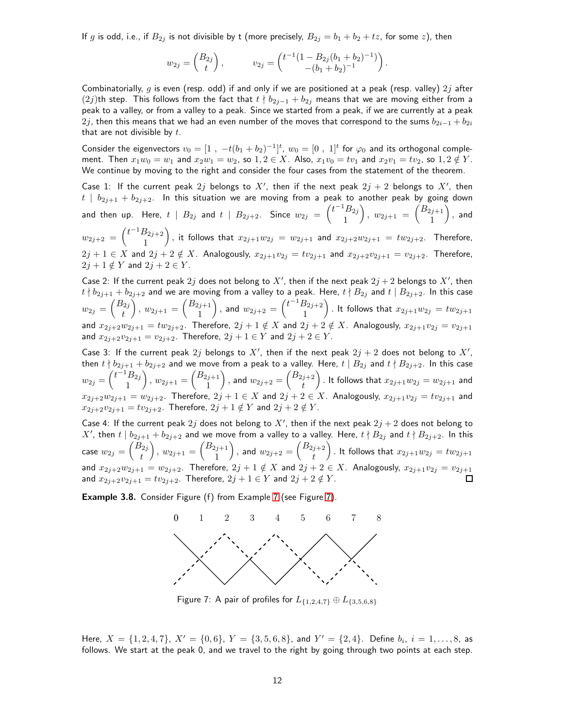If $g$ is odd, i.e., if $B_{2j}$ is not divisible by t (more precisely, $B_{2j} = b_1 + b_2 + tz$, for some $z$), then

$$w_{2j} = \begin{pmatrix} B_{2j} \\ t \end{pmatrix}, \qquad v_{2j} = \begin{pmatrix} t^{-1}(1 - B_{2j}(b_1+b_2)^{-1}) \\ -(b_1+b_2)^{-1} \end{pmatrix}.$$

Combinatorially, $g$ is even (resp. odd) if and only if we are positioned at a peak (resp. valley) $2j$ after $(2j)$th step. This follows from the fact that $t \nmid b_{2j-1} + b_{2j}$ means that we are moving either from a peak to a valley, or from a valley to a peak. Since we started from a peak, if we are currently at a peak $2j$, then this means that we had an even number of the moves that correspond to the sums $b_{2i-1} + b_{2i}$ that are not divisible by $t$.

Consider the eigenvectors $v_0 = [1\ ,\ -t(b_1+b_2)^{-1}]^t$, $w_0 = [0\ ,\ 1]^t$ for $\varphi_0$ and its orthogonal complement. Then $x_1 w_0 = w_1$ and $x_2 w_1 = w_2$, so $1, 2 \in X$. Also, $x_1 v_0 = t v_1$ and $x_2 v_1 = t v_2$, so $1, 2 \notin Y$. We continue by moving to the right and consider the four cases from the statement of the theorem.

Case 1: If the current peak $2j$ belongs to $X'$, then if the next peak $2j+2$ belongs to $X'$, then $t \mid b_{2j+1} + b_{2j+2}$. In this situation we are moving from a peak to another peak by going down and then up. Here, $t \mid B_{2j}$ and $t \mid B_{2j+2}$. Since $w_{2j} = \begin{pmatrix} t^{-1}B_{2j} \\ 1 \end{pmatrix}$, $w_{2j+1} = \begin{pmatrix} B_{2j+1} \\ 1 \end{pmatrix}$, and $w_{2j+2} = \begin{pmatrix} t^{-1}B_{2j+2} \\ 1 \end{pmatrix}$, it follows that $x_{2j+1} w_{2j} = w_{2j+1}$ and $x_{2j+2} w_{2j+1} = t w_{2j+2}$. Therefore, $2j+1 \in X$ and $2j+2 \notin X$. Analogously, $x_{2j+1} v_{2j} = t v_{2j+1}$ and $x_{2j+2} v_{2j+1} = v_{2j+2}$. Therefore, $2j+1 \notin Y$ and $2j+2 \in Y$.

Case 2: If the current peak $2j$ does not belong to $X'$, then if the next peak $2j+2$ belongs to $X'$, then $t \nmid b_{2j+1} + b_{2j+2}$ and we are moving from a valley to a peak. Here, $t \nmid B_{2j}$ and $t \mid B_{2j+2}$. In this case $w_{2j} = \begin{pmatrix} B_{2j} \\ t \end{pmatrix}$, $w_{2j+1} = \begin{pmatrix} B_{2j+1} \\ 1 \end{pmatrix}$, and $w_{2j+2} = \begin{pmatrix} t^{-1}B_{2j+2} \\ 1 \end{pmatrix}$. It follows that $x_{2j+1} w_{2j} = t w_{2j+1}$ and $x_{2j+2} w_{2j+1} = t w_{2j+2}$. Therefore, $2j+1 \notin X$ and $2j+2 \notin X$. Analogously, $x_{2j+1} v_{2j} = v_{2j+1}$ and $x_{2j+2} v_{2j+1} = v_{2j+2}$. Therefore, $2j+1 \in Y$ and $2j+2 \in Y$.

Case 3: If the current peak $2j$ belongs to $X'$, then if the next peak $2j+2$ does not belong to $X'$, then $t \nmid b_{2j+1} + b_{2j+2}$ and we move from a peak to a valley. Here, $t \mid B_{2j}$ and $t \nmid B_{2j+2}$. In this case $w_{2j} = \begin{pmatrix} t^{-1}B_{2j} \\ 1 \end{pmatrix}$, $w_{2j+1} = \begin{pmatrix} B_{2j+1} \\ 1 \end{pmatrix}$, and $w_{2j+2} = \begin{pmatrix} B_{2j+2} \\ t \end{pmatrix}$. It follows that $x_{2j+1} w_{2j} = w_{2j+1}$ and $x_{2j+2} w_{2j+1} = w_{2j+2}$. Therefore, $2j+1 \in X$ and $2j+2 \in X$. Analogously, $x_{2j+1} v_{2j} = t v_{2j+1}$ and $x_{2j+2} v_{2j+1} = t v_{2j+2}$. Therefore, $2j+1 \notin Y$ and $2j+2 \notin Y$.

Case 4: If the current peak $2j$ does not belong to $X'$, then if the next peak $2j+2$ does not belong to $X'$, then $t \mid b_{2j+1} + b_{2j+2}$ and we move from a valley to a valley. Here, $t \nmid B_{2j}$ and $t \nmid B_{2j+2}$. In this case $w_{2j} = \begin{pmatrix} B_{2j} \\ t \end{pmatrix}$, $w_{2j+1} = \begin{pmatrix} B_{2j+1} \\ 1 \end{pmatrix}$, and $w_{2j+2} = \begin{pmatrix} B_{2j+2} \\ t \end{pmatrix}$. It follows that $x_{2j+1} w_{2j} = t w_{2j+1}$ and $x_{2j+2} w_{2j+1} = w_{2j+2}$. Therefore, $2j+1 \notin X$ and $2j+2 \in X$. Analogously, $x_{2j+1} v_{2j} = v_{2j+1}$ and $x_{2j+2} v_{2j+1} = t v_{2j+2}$. Therefore, $2j+1 \in Y$ and $2j+2 \notin Y$. □

**Example 3.8.** Consider Figure (f) from Example 7 (see Figure 7).

Figure 7: A pair of profiles for $L_{\{1,2,4,7\}} \oplus L_{\{3,5,6,8\}}$

Here, $X = \{1, 2, 4, 7\}$, $X' = \{0, 6\}$, $Y = \{3, 5, 6, 8\}$, and $Y' = \{2, 4\}$. Define $b_i$, $i = 1, \ldots, 8$, as follows. We start at the peak 0, and we travel to the right by going through two points at each step.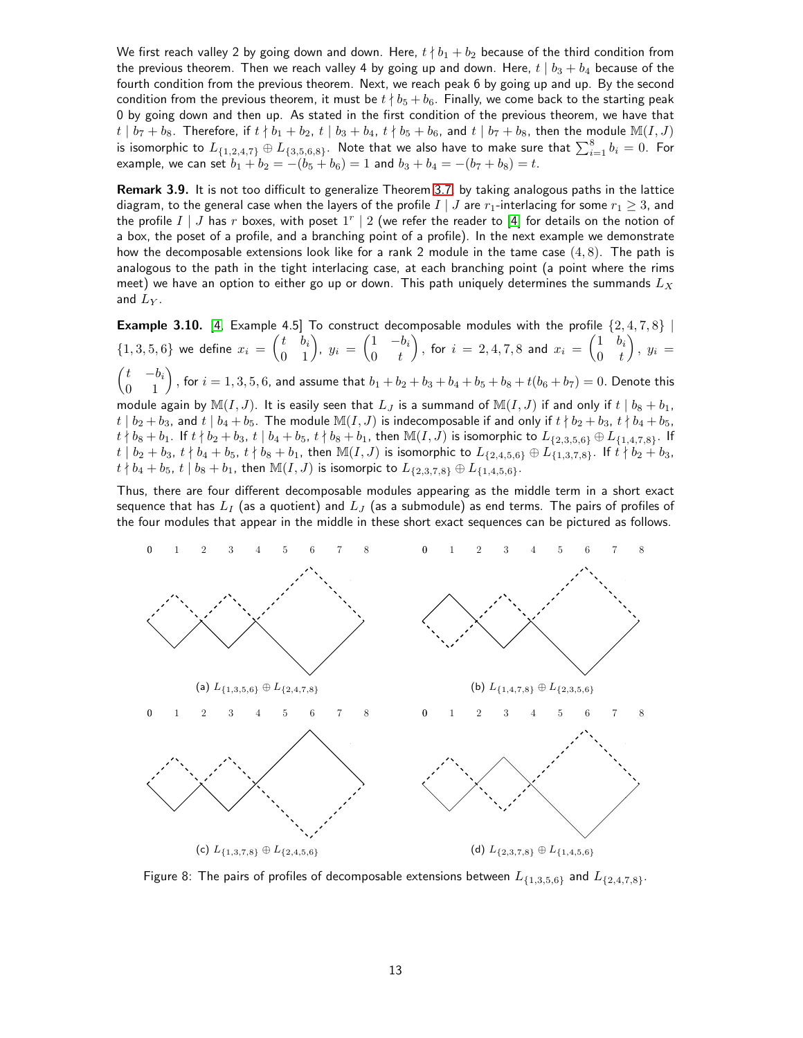We first reach valley 2 by going down and down. Here, $t \nmid b_1 + b_2$ because of the third condition from the previous theorem. Then we reach valley 4 by going up and down. Here, $t \mid b_3 + b_4$ because of the fourth condition from the previous theorem. Next, we reach peak 6 by going up and up. By the second condition from the previous theorem, it must be $t \nmid b_5 + b_6$. Finally, we come back to the starting peak 0 by going down and then up. As stated in the first condition of the previous theorem, we have that $t \mid b_7 + b_8$. Therefore, if $t \nmid b_1 + b_2$, $t \mid b_3 + b_4$, $t \nmid b_5 + b_6$, and $t \mid b_7 + b_8$, then the module $\mathbb{M}(I, J)$ is isomorphic to $L_{\{1,2,4,7\}} \oplus L_{\{3,5,6,8\}}$. Note that we also have to make sure that $\sum_{i=1}^{8} b_i = 0$. For example, we can set $b_1 + b_2 = -(b_5 + b_6) = 1$ and $b_3 + b_4 = -(b_7 + b_8) = t$.

**Remark 3.9.** It is not too difficult to generalize Theorem 3.7, by taking analogous paths in the lattice diagram, to the general case when the layers of the profile $I \mid J$ are $r_1$-interlacing for some $r_1 \geq 3$, and the profile $I \mid J$ has $r$ boxes, with poset $1^r \mid 2$ (we refer the reader to [4] for details on the notion of a box, the poset of a profile, and a branching point of a profile). In the next example we demonstrate how the decomposable extensions look like for a rank 2 module in the tame case $(4, 8)$. The path is analogous to the path in the tight interlacing case, at each branching point (a point where the rims meet) we have an option to either go up or down. This path uniquely determines the summands $L_X$ and $L_Y$.

**Example 3.10.** [4, Example 4.5] To construct decomposable modules with the profile $\{2, 4, 7, 8\} \mid \{1, 3, 5, 6\}$ we define $x_i = \begin{pmatrix} t & b_i \\ 0 & 1 \end{pmatrix}$, $y_i = \begin{pmatrix} 1 & -b_i \\ 0 & t \end{pmatrix}$, for $i = 2, 4, 7, 8$ and $x_i = \begin{pmatrix} 1 & b_i \\ 0 & t \end{pmatrix}$, $y_i = \begin{pmatrix} t & -b_i \\ 0 & 1 \end{pmatrix}$, for $i = 1, 3, 5, 6$, and assume that $b_1 + b_2 + b_3 + b_4 + b_5 + b_8 + t(b_6 + b_7) = 0$. Denote this module again by $\mathbb{M}(I, J)$. It is easily seen that $L_J$ is a summand of $\mathbb{M}(I, J)$ if and only if $t \mid b_8 + b_1$, $t \mid b_2 + b_3$, and $t \mid b_4 + b_5$. The module $\mathbb{M}(I, J)$ is indecomposable if and only if $t \nmid b_2 + b_3$, $t \nmid b_4 + b_5$, $t \nmid b_8 + b_1$. If $t \nmid b_2 + b_3$, $t \mid b_4 + b_5$, $t \nmid b_8 + b_1$, then $\mathbb{M}(I, J)$ is isomorphic to $L_{\{2,3,5,6\}} \oplus L_{\{1,4,7,8\}}$. If $t \mid b_2 + b_3$, $t \nmid b_4 + b_5$, $t \nmid b_8 + b_1$, then $\mathbb{M}(I, J)$ is isomorphic to $L_{\{2,4,5,6\}} \oplus L_{\{1,3,7,8\}}$. If $t \nmid b_2 + b_3$, $t \nmid b_4 + b_5$, $t \mid b_8 + b_1$, then $\mathbb{M}(I, J)$ is isomorpic to $L_{\{2,3,7,8\}} \oplus L_{\{1,4,5,6\}}$.

Thus, there are four different decomposable modules appearing as the middle term in a short exact sequence that has $L_I$ (as a quotient) and $L_J$ (as a submodule) as end terms. The pairs of profiles of the four modules that appear in the middle in these short exact sequences can be pictured as follows.

(a) $L_{\{1,3,5,6\}} \oplus L_{\{2,4,7,8\}}$

(b) $L_{\{1,4,7,8\}} \oplus L_{\{2,3,5,6\}}$

(c) $L_{\{1,3,7,8\}} \oplus L_{\{2,4,5,6\}}$

(d) $L_{\{2,3,7,8\}} \oplus L_{\{1,4,5,6\}}$

Figure 8: The pairs of profiles of decomposable extensions between $L_{\{1,3,5,6\}}$ and $L_{\{2,4,7,8\}}$.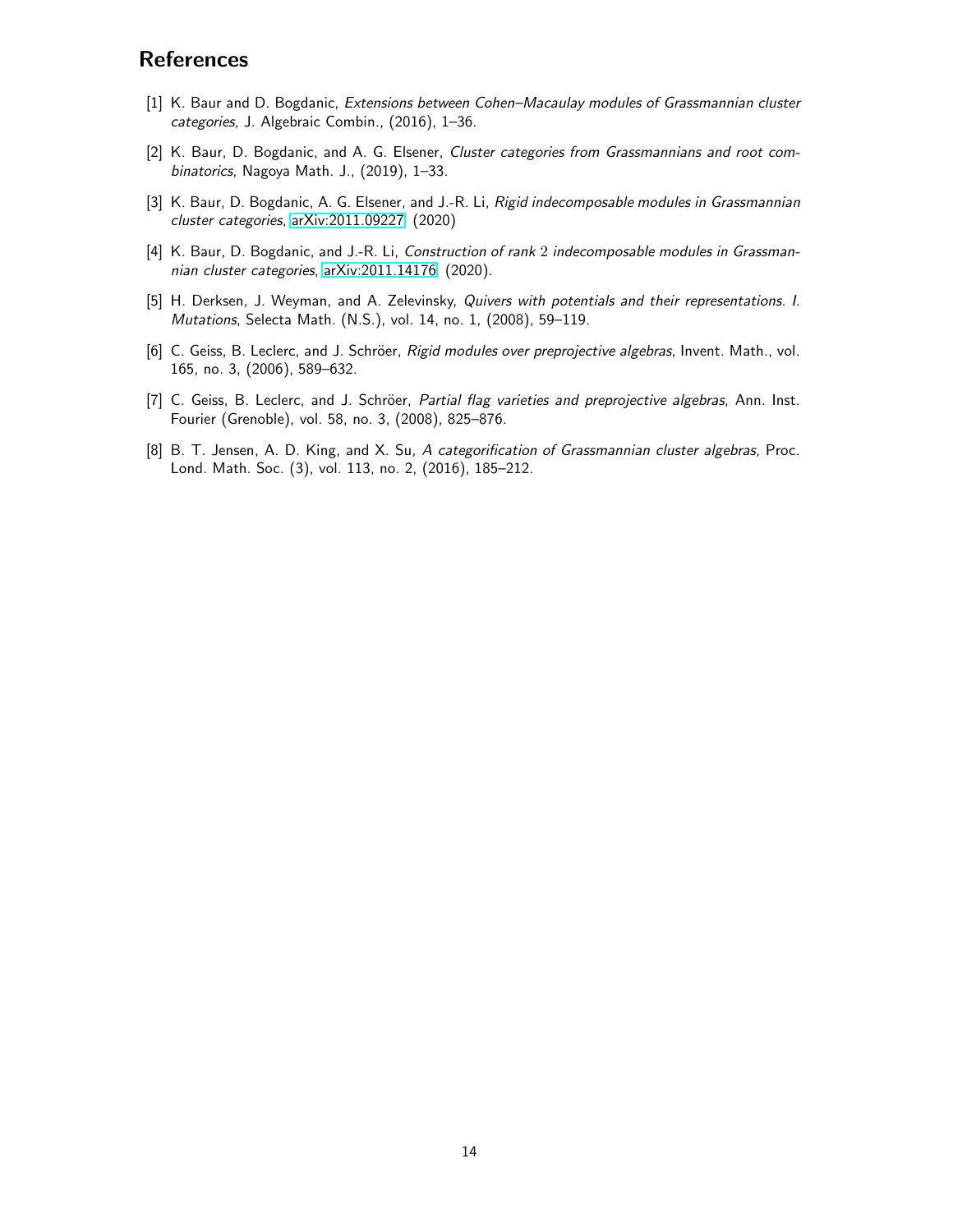## References

[1] K. Baur and D. Bogdanic, *Extensions between Cohen–Macaulay modules of Grassmannian cluster categories*, J. Algebraic Combin., (2016), 1–36.

[2] K. Baur, D. Bogdanic, and A. G. Elsener, *Cluster categories from Grassmannians and root combinatorics*, Nagoya Math. J., (2019), 1–33.

[3] K. Baur, D. Bogdanic, A. G. Elsener, and J.-R. Li, *Rigid indecomposable modules in Grassmannian cluster categories*, arXiv:2011.09227, (2020)

[4] K. Baur, D. Bogdanic, and J.-R. Li, *Construction of rank 2 indecomposable modules in Grassmannian cluster categories*, arXiv:2011.14176, (2020).

[5] H. Derksen, J. Weyman, and A. Zelevinsky, *Quivers with potentials and their representations. I. Mutations*, Selecta Math. (N.S.), vol. 14, no. 1, (2008), 59–119.

[6] C. Geiss, B. Leclerc, and J. Schröer, *Rigid modules over preprojective algebras*, Invent. Math., vol. 165, no. 3, (2006), 589–632.

[7] C. Geiss, B. Leclerc, and J. Schröer, *Partial flag varieties and preprojective algebras*, Ann. Inst. Fourier (Grenoble), vol. 58, no. 3, (2008), 825–876.

[8] B. T. Jensen, A. D. King, and X. Su, *A categorification of Grassmannian cluster algebras,* Proc. Lond. Math. Soc. (3), vol. 113, no. 2, (2016), 185–212.